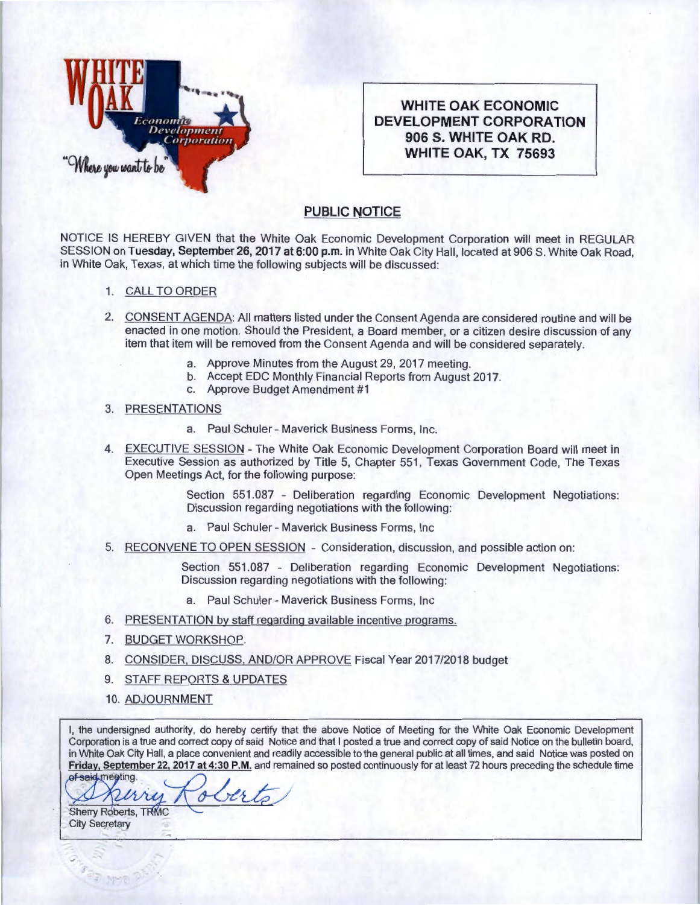**WHITE OAK ECONOMIC DEVELOPMENT CORPORATION**
**906 S. WHITE OAK RD.**
**WHITE OAK, TX 75693**

## PUBLIC NOTICE

NOTICE IS HEREBY GIVEN that the White Oak Economic Development Corporation will meet in REGULAR SESSION on **Tuesday, September 26, 2017 at 6:00 p.m.** in White Oak City Hall, located at 906 S. White Oak Road, in White Oak, Texas, at which time the following subjects will be discussed:

1. CALL TO ORDER

2. CONSENT AGENDA: All matters listed under the Consent Agenda are considered routine and will be enacted in one motion. Should the President, a Board member, or a citizen desire discussion of any item that item will be removed from the Consent Agenda and will be considered separately.

   a. Approve Minutes from the August 29, 2017 meeting.
   b. Accept EDC Monthly Financial Reports from August 2017.
   c. Approve Budget Amendment #1

3. PRESENTATIONS

   a. Paul Schuler - Maverick Business Forms, Inc.

4. EXECUTIVE SESSION - The White Oak Economic Development Corporation Board will meet in Executive Session as authorized by Title 5, Chapter 551, Texas Government Code, The Texas Open Meetings Act, for the following purpose:

   Section 551.087 - Deliberation regarding Economic Development Negotiations: Discussion regarding negotiations with the following:

   a. Paul Schuler - Maverick Business Forms, Inc

5. RECONVENE TO OPEN SESSION - Consideration, discussion, and possible action on:

   Section 551.087 - Deliberation regarding Economic Development Negotiations: Discussion regarding negotiations with the following:

   a. Paul Schuler - Maverick Business Forms, Inc

6. PRESENTATION by staff regarding available incentive programs.

7. BUDGET WORKSHOP.

8. CONSIDER, DISCUSS, AND/OR APPROVE Fiscal Year 2017/2018 budget

9. STAFF REPORTS & UPDATES

10. ADJOURNMENT

---

I, the undersigned authority, do hereby certify that the above Notice of Meeting for the White Oak Economic Development Corporation is a true and correct copy of said Notice and that I posted a true and correct copy of said Notice on the bulletin board, in White Oak City Hall, a place convenient and readily accessible to the general public at all times, and said Notice was posted on **Friday, September 22, 2017 at 4:30 P.M.** and remained so posted continuously for at least 72 hours preceding the schedule time of said meeting.

Sherry Roberts

Sherry Roberts, TRMC
City Secretary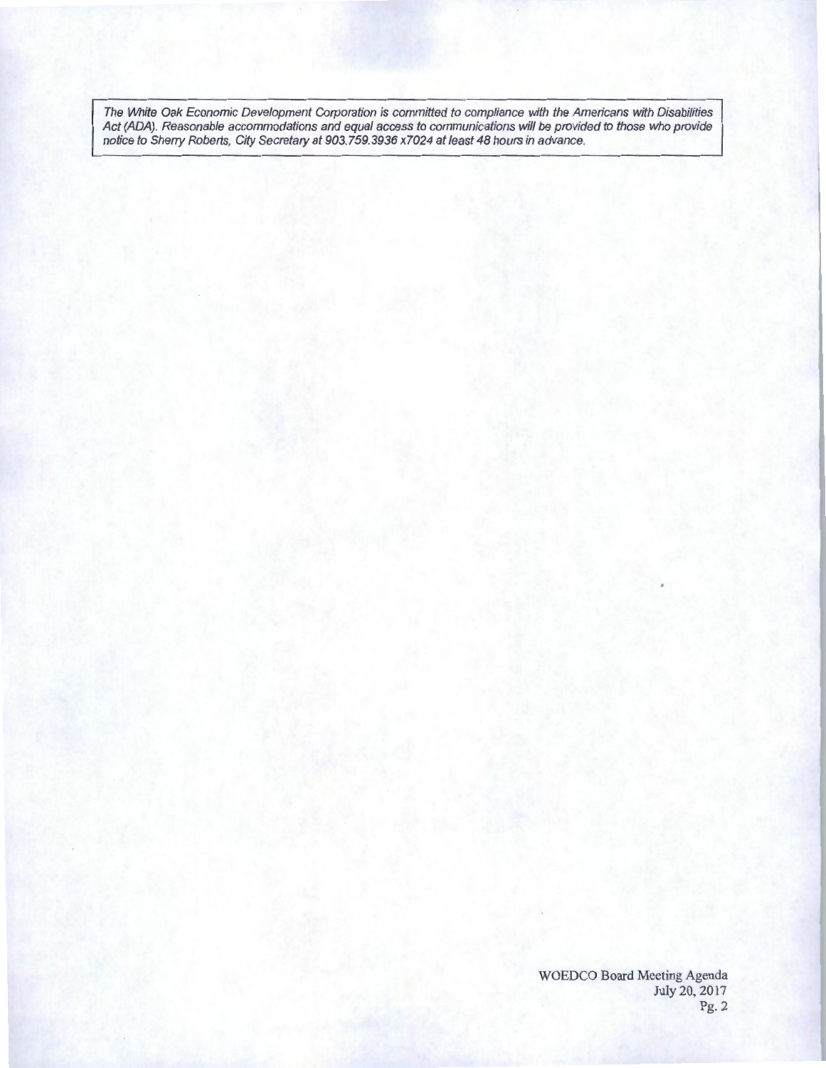*The White Oak Economic Development Corporation is committed to compliance with the Americans with Disabilities Act (ADA). Reasonable accommodations and equal access to communications will be provided to those who provide notice to Sherry Roberts, City Secretary at 903.759.3936 x7024 at least 48 hours in advance.*